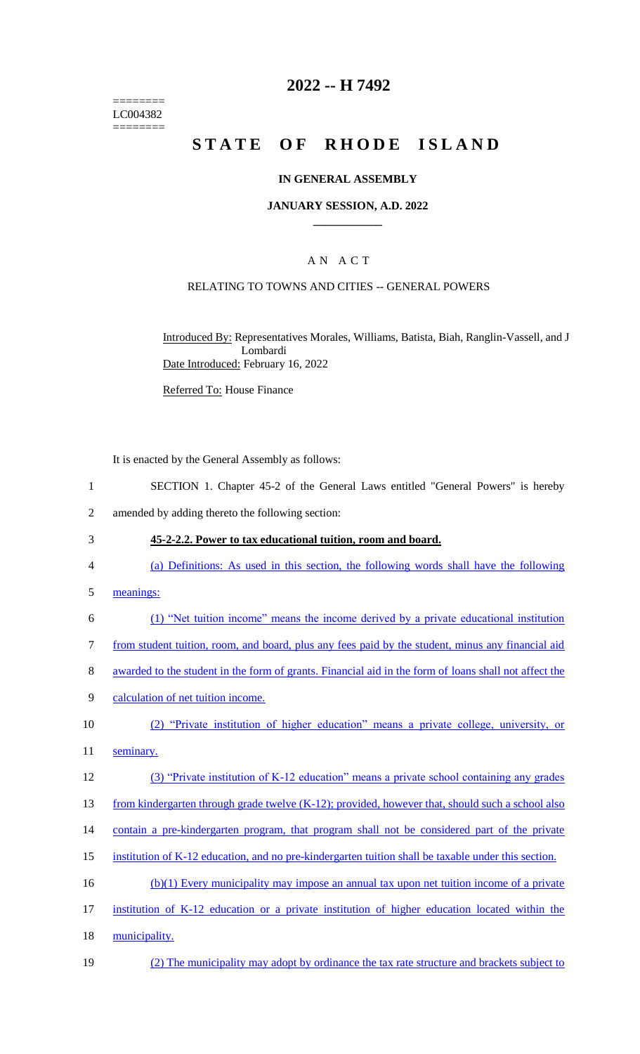========
LC004382
========

# 2022 -- H 7492

# STATE OF RHODE ISLAND

## IN GENERAL ASSEMBLY

## JANUARY SESSION, A.D. 2022

### A N A C T

RELATING TO TOWNS AND CITIES -- GENERAL POWERS

Introduced By: Representatives Morales, Williams, Batista, Biah, Ranglin-Vassell, and J Lombardi

Date Introduced: February 16, 2022

Referred To: House Finance

It is enacted by the General Assembly as follows:

1 SECTION 1. Chapter 45-2 of the General Laws entitled "General Powers" is hereby
2 amended by adding thereto the following section:

3 **45-2-2.2. Power to tax educational tuition, room and board.**

4 (a) Definitions: As used in this section, the following words shall have the following
5 meanings:

6 (1) "Net tuition income" means the income derived by a private educational institution
7 from student tuition, room, and board, plus any fees paid by the student, minus any financial aid
8 awarded to the student in the form of grants. Financial aid in the form of loans shall not affect the
9 calculation of net tuition income.

10 (2) "Private institution of higher education" means a private college, university, or
11 seminary.

12 (3) "Private institution of K-12 education" means a private school containing any grades
13 from kindergarten through grade twelve (K-12); provided, however that, should such a school also
14 contain a pre-kindergarten program, that program shall not be considered part of the private
15 institution of K-12 education, and no pre-kindergarten tuition shall be taxable under this section.

16 (b)(1) Every municipality may impose an annual tax upon net tuition income of a private
17 institution of K-12 education or a private institution of higher education located within the
18 municipality.

19 (2) The municipality may adopt by ordinance the tax rate structure and brackets subject to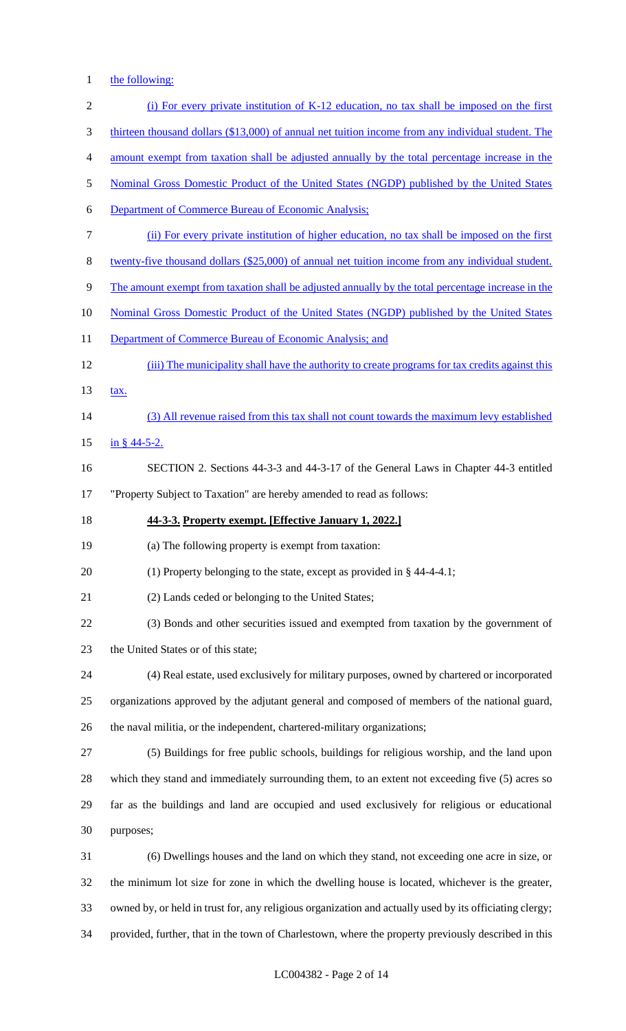the following:

(i) For every private institution of K-12 education, no tax shall be imposed on the first thirteen thousand dollars ($13,000) of annual net tuition income from any individual student. The amount exempt from taxation shall be adjusted annually by the total percentage increase in the Nominal Gross Domestic Product of the United States (NGDP) published by the United States Department of Commerce Bureau of Economic Analysis;

(ii) For every private institution of higher education, no tax shall be imposed on the first twenty-five thousand dollars ($25,000) of annual net tuition income from any individual student. The amount exempt from taxation shall be adjusted annually by the total percentage increase in the Nominal Gross Domestic Product of the United States (NGDP) published by the United States Department of Commerce Bureau of Economic Analysis; and

(iii) The municipality shall have the authority to create programs for tax credits against this tax.

(3) All revenue raised from this tax shall not count towards the maximum levy established in § 44-5-2.

SECTION 2. Sections 44-3-3 and 44-3-17 of the General Laws in Chapter 44-3 entitled "Property Subject to Taxation" are hereby amended to read as follows:

**44-3-3. Property exempt. [Effective January 1, 2022.]**

(a) The following property is exempt from taxation:

(1) Property belonging to the state, except as provided in § 44-4-4.1;

(2) Lands ceded or belonging to the United States;

(3) Bonds and other securities issued and exempted from taxation by the government of the United States or of this state;

(4) Real estate, used exclusively for military purposes, owned by chartered or incorporated organizations approved by the adjutant general and composed of members of the national guard, the naval militia, or the independent, chartered-military organizations;

(5) Buildings for free public schools, buildings for religious worship, and the land upon which they stand and immediately surrounding them, to an extent not exceeding five (5) acres so far as the buildings and land are occupied and used exclusively for religious or educational purposes;

(6) Dwellings houses and the land on which they stand, not exceeding one acre in size, or the minimum lot size for zone in which the dwelling house is located, whichever is the greater, owned by, or held in trust for, any religious organization and actually used by its officiating clergy; provided, further, that in the town of Charlestown, where the property previously described in this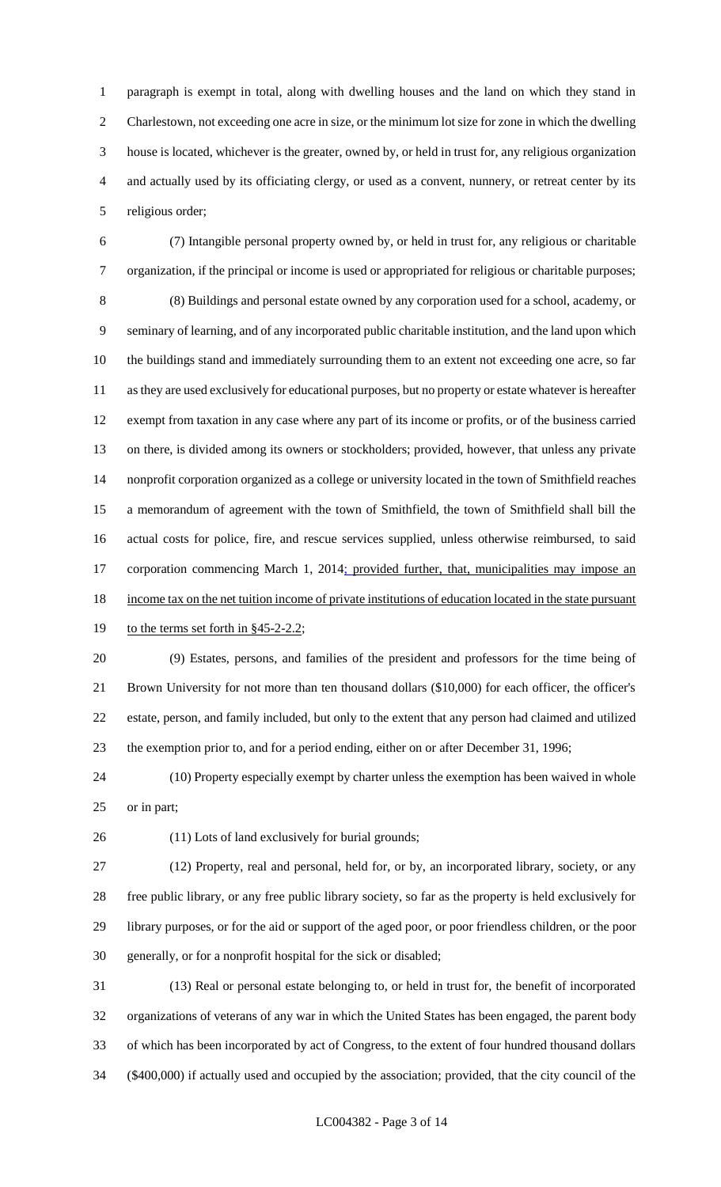paragraph is exempt in total, along with dwelling houses and the land on which they stand in Charlestown, not exceeding one acre in size, or the minimum lot size for zone in which the dwelling house is located, whichever is the greater, owned by, or held in trust for, any religious organization and actually used by its officiating clergy, or used as a convent, nunnery, or retreat center by its religious order;

(7) Intangible personal property owned by, or held in trust for, any religious or charitable organization, if the principal or income is used or appropriated for religious or charitable purposes;

(8) Buildings and personal estate owned by any corporation used for a school, academy, or seminary of learning, and of any incorporated public charitable institution, and the land upon which the buildings stand and immediately surrounding them to an extent not exceeding one acre, so far as they are used exclusively for educational purposes, but no property or estate whatever is hereafter exempt from taxation in any case where any part of its income or profits, or of the business carried on there, is divided among its owners or stockholders; provided, however, that unless any private nonprofit corporation organized as a college or university located in the town of Smithfield reaches a memorandum of agreement with the town of Smithfield, the town of Smithfield shall bill the actual costs for police, fire, and rescue services supplied, unless otherwise reimbursed, to said corporation commencing March 1, 2014; provided further, that, municipalities may impose an income tax on the net tuition income of private institutions of education located in the state pursuant to the terms set forth in §45-2-2.2;

(9) Estates, persons, and families of the president and professors for the time being of Brown University for not more than ten thousand dollars ($10,000) for each officer, the officer's estate, person, and family included, but only to the extent that any person had claimed and utilized the exemption prior to, and for a period ending, either on or after December 31, 1996;

(10) Property especially exempt by charter unless the exemption has been waived in whole or in part;

(11) Lots of land exclusively for burial grounds;

(12) Property, real and personal, held for, or by, an incorporated library, society, or any free public library, or any free public library society, so far as the property is held exclusively for library purposes, or for the aid or support of the aged poor, or poor friendless children, or the poor generally, or for a nonprofit hospital for the sick or disabled;

(13) Real or personal estate belonging to, or held in trust for, the benefit of incorporated organizations of veterans of any war in which the United States has been engaged, the parent body of which has been incorporated by act of Congress, to the extent of four hundred thousand dollars ($400,000) if actually used and occupied by the association; provided, that the city council of the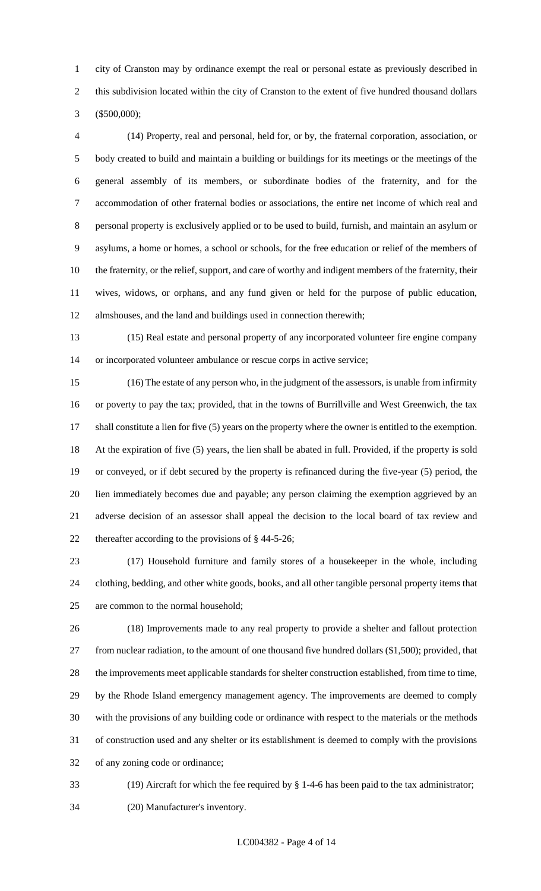city of Cranston may by ordinance exempt the real or personal estate as previously described in this subdivision located within the city of Cranston to the extent of five hundred thousand dollars ($500,000);

(14) Property, real and personal, held for, or by, the fraternal corporation, association, or body created to build and maintain a building or buildings for its meetings or the meetings of the general assembly of its members, or subordinate bodies of the fraternity, and for the accommodation of other fraternal bodies or associations, the entire net income of which real and personal property is exclusively applied or to be used to build, furnish, and maintain an asylum or asylums, a home or homes, a school or schools, for the free education or relief of the members of the fraternity, or the relief, support, and care of worthy and indigent members of the fraternity, their wives, widows, or orphans, and any fund given or held for the purpose of public education, almshouses, and the land and buildings used in connection therewith;

(15) Real estate and personal property of any incorporated volunteer fire engine company or incorporated volunteer ambulance or rescue corps in active service;

(16) The estate of any person who, in the judgment of the assessors, is unable from infirmity or poverty to pay the tax; provided, that in the towns of Burrillville and West Greenwich, the tax shall constitute a lien for five (5) years on the property where the owner is entitled to the exemption. At the expiration of five (5) years, the lien shall be abated in full. Provided, if the property is sold or conveyed, or if debt secured by the property is refinanced during the five-year (5) period, the lien immediately becomes due and payable; any person claiming the exemption aggrieved by an adverse decision of an assessor shall appeal the decision to the local board of tax review and thereafter according to the provisions of § 44-5-26;

(17) Household furniture and family stores of a housekeeper in the whole, including clothing, bedding, and other white goods, books, and all other tangible personal property items that are common to the normal household;

(18) Improvements made to any real property to provide a shelter and fallout protection from nuclear radiation, to the amount of one thousand five hundred dollars ($1,500); provided, that the improvements meet applicable standards for shelter construction established, from time to time, by the Rhode Island emergency management agency. The improvements are deemed to comply with the provisions of any building code or ordinance with respect to the materials or the methods of construction used and any shelter or its establishment is deemed to comply with the provisions of any zoning code or ordinance;

(19) Aircraft for which the fee required by § 1-4-6 has been paid to the tax administrator;

(20) Manufacturer's inventory.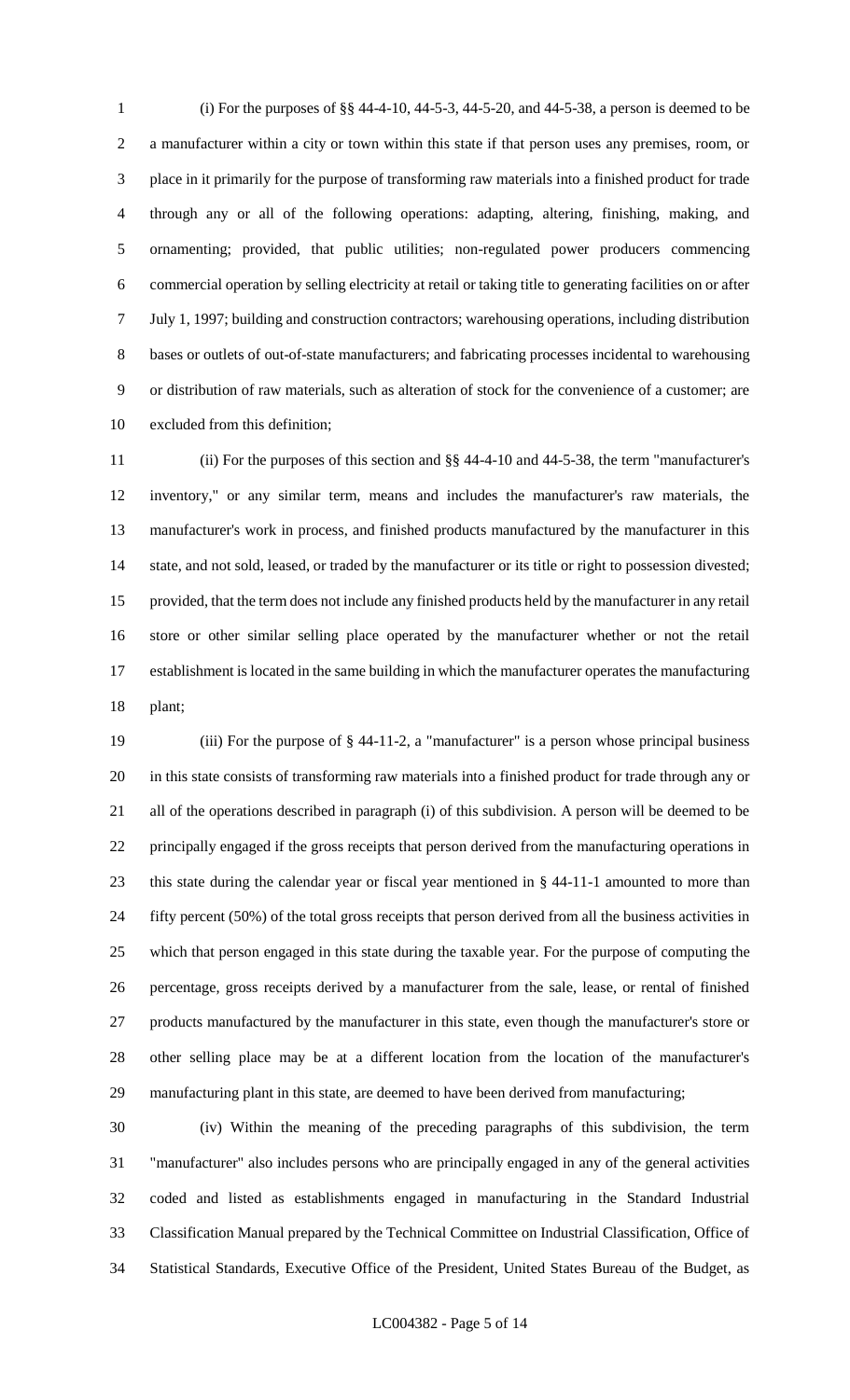(i) For the purposes of §§ 44-4-10, 44-5-3, 44-5-20, and 44-5-38, a person is deemed to be a manufacturer within a city or town within this state if that person uses any premises, room, or place in it primarily for the purpose of transforming raw materials into a finished product for trade through any or all of the following operations: adapting, altering, finishing, making, and ornamenting; provided, that public utilities; non-regulated power producers commencing commercial operation by selling electricity at retail or taking title to generating facilities on or after July 1, 1997; building and construction contractors; warehousing operations, including distribution bases or outlets of out-of-state manufacturers; and fabricating processes incidental to warehousing or distribution of raw materials, such as alteration of stock for the convenience of a customer; are excluded from this definition;

(ii) For the purposes of this section and §§ 44-4-10 and 44-5-38, the term "manufacturer's inventory," or any similar term, means and includes the manufacturer's raw materials, the manufacturer's work in process, and finished products manufactured by the manufacturer in this state, and not sold, leased, or traded by the manufacturer or its title or right to possession divested; provided, that the term does not include any finished products held by the manufacturer in any retail store or other similar selling place operated by the manufacturer whether or not the retail establishment is located in the same building in which the manufacturer operates the manufacturing plant;

(iii) For the purpose of § 44-11-2, a "manufacturer" is a person whose principal business in this state consists of transforming raw materials into a finished product for trade through any or all of the operations described in paragraph (i) of this subdivision. A person will be deemed to be principally engaged if the gross receipts that person derived from the manufacturing operations in this state during the calendar year or fiscal year mentioned in § 44-11-1 amounted to more than fifty percent (50%) of the total gross receipts that person derived from all the business activities in which that person engaged in this state during the taxable year. For the purpose of computing the percentage, gross receipts derived by a manufacturer from the sale, lease, or rental of finished products manufactured by the manufacturer in this state, even though the manufacturer's store or other selling place may be at a different location from the location of the manufacturer's manufacturing plant in this state, are deemed to have been derived from manufacturing;

(iv) Within the meaning of the preceding paragraphs of this subdivision, the term "manufacturer" also includes persons who are principally engaged in any of the general activities coded and listed as establishments engaged in manufacturing in the Standard Industrial Classification Manual prepared by the Technical Committee on Industrial Classification, Office of Statistical Standards, Executive Office of the President, United States Bureau of the Budget, as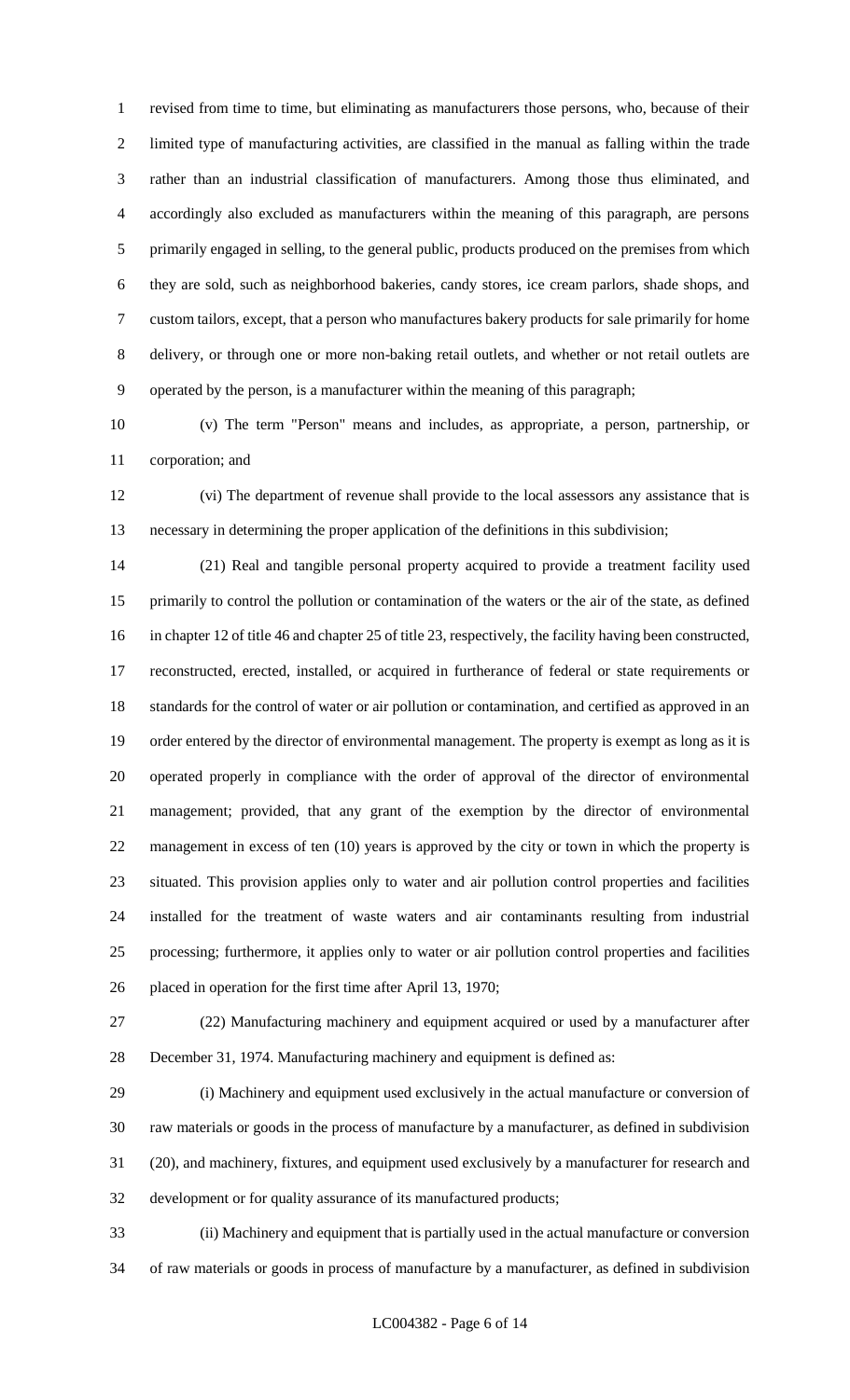revised from time to time, but eliminating as manufacturers those persons, who, because of their limited type of manufacturing activities, are classified in the manual as falling within the trade rather than an industrial classification of manufacturers. Among those thus eliminated, and accordingly also excluded as manufacturers within the meaning of this paragraph, are persons primarily engaged in selling, to the general public, products produced on the premises from which they are sold, such as neighborhood bakeries, candy stores, ice cream parlors, shade shops, and custom tailors, except, that a person who manufactures bakery products for sale primarily for home delivery, or through one or more non-baking retail outlets, and whether or not retail outlets are operated by the person, is a manufacturer within the meaning of this paragraph;

(v) The term "Person" means and includes, as appropriate, a person, partnership, or corporation; and

(vi) The department of revenue shall provide to the local assessors any assistance that is necessary in determining the proper application of the definitions in this subdivision;

(21) Real and tangible personal property acquired to provide a treatment facility used primarily to control the pollution or contamination of the waters or the air of the state, as defined in chapter 12 of title 46 and chapter 25 of title 23, respectively, the facility having been constructed, reconstructed, erected, installed, or acquired in furtherance of federal or state requirements or standards for the control of water or air pollution or contamination, and certified as approved in an order entered by the director of environmental management. The property is exempt as long as it is operated properly in compliance with the order of approval of the director of environmental management; provided, that any grant of the exemption by the director of environmental management in excess of ten (10) years is approved by the city or town in which the property is situated. This provision applies only to water and air pollution control properties and facilities installed for the treatment of waste waters and air contaminants resulting from industrial processing; furthermore, it applies only to water or air pollution control properties and facilities placed in operation for the first time after April 13, 1970;

(22) Manufacturing machinery and equipment acquired or used by a manufacturer after December 31, 1974. Manufacturing machinery and equipment is defined as:

(i) Machinery and equipment used exclusively in the actual manufacture or conversion of raw materials or goods in the process of manufacture by a manufacturer, as defined in subdivision (20), and machinery, fixtures, and equipment used exclusively by a manufacturer for research and development or for quality assurance of its manufactured products;

(ii) Machinery and equipment that is partially used in the actual manufacture or conversion of raw materials or goods in process of manufacture by a manufacturer, as defined in subdivision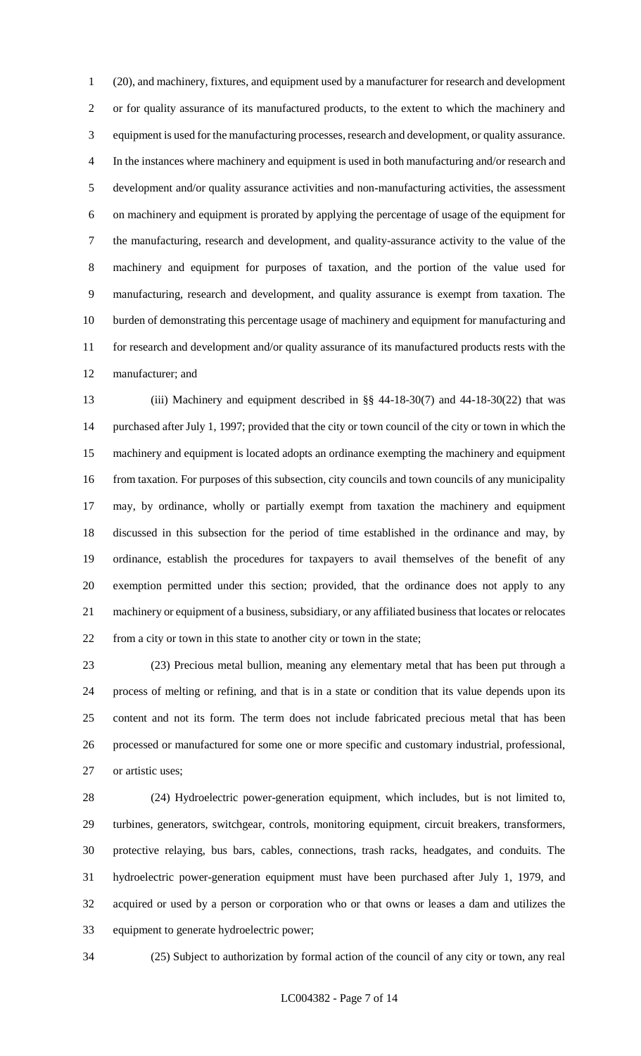(20), and machinery, fixtures, and equipment used by a manufacturer for research and development or for quality assurance of its manufactured products, to the extent to which the machinery and equipment is used for the manufacturing processes, research and development, or quality assurance. In the instances where machinery and equipment is used in both manufacturing and/or research and development and/or quality assurance activities and non-manufacturing activities, the assessment on machinery and equipment is prorated by applying the percentage of usage of the equipment for the manufacturing, research and development, and quality-assurance activity to the value of the machinery and equipment for purposes of taxation, and the portion of the value used for manufacturing, research and development, and quality assurance is exempt from taxation. The burden of demonstrating this percentage usage of machinery and equipment for manufacturing and for research and development and/or quality assurance of its manufactured products rests with the manufacturer; and

(iii) Machinery and equipment described in §§ 44-18-30(7) and 44-18-30(22) that was purchased after July 1, 1997; provided that the city or town council of the city or town in which the machinery and equipment is located adopts an ordinance exempting the machinery and equipment from taxation. For purposes of this subsection, city councils and town councils of any municipality may, by ordinance, wholly or partially exempt from taxation the machinery and equipment discussed in this subsection for the period of time established in the ordinance and may, by ordinance, establish the procedures for taxpayers to avail themselves of the benefit of any exemption permitted under this section; provided, that the ordinance does not apply to any machinery or equipment of a business, subsidiary, or any affiliated business that locates or relocates from a city or town in this state to another city or town in the state;

(23) Precious metal bullion, meaning any elementary metal that has been put through a process of melting or refining, and that is in a state or condition that its value depends upon its content and not its form. The term does not include fabricated precious metal that has been processed or manufactured for some one or more specific and customary industrial, professional, or artistic uses;

(24) Hydroelectric power-generation equipment, which includes, but is not limited to, turbines, generators, switchgear, controls, monitoring equipment, circuit breakers, transformers, protective relaying, bus bars, cables, connections, trash racks, headgates, and conduits. The hydroelectric power-generation equipment must have been purchased after July 1, 1979, and acquired or used by a person or corporation who or that owns or leases a dam and utilizes the equipment to generate hydroelectric power;

(25) Subject to authorization by formal action of the council of any city or town, any real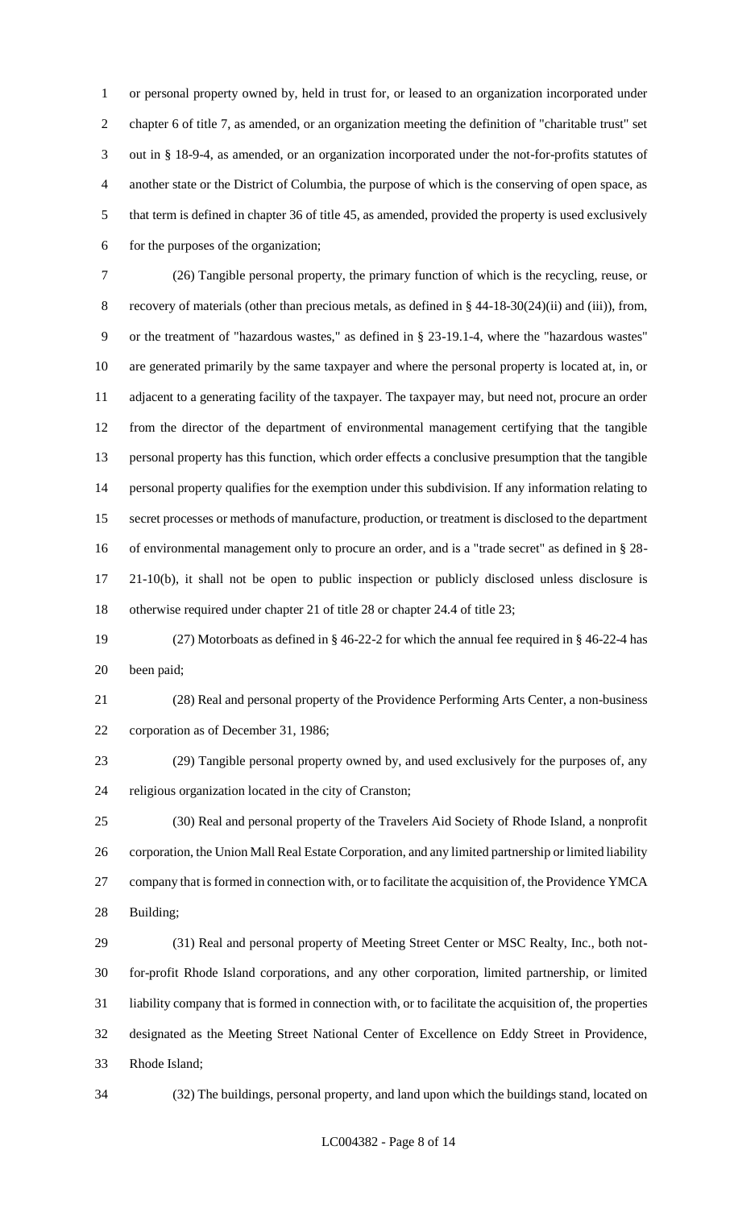or personal property owned by, held in trust for, or leased to an organization incorporated under chapter 6 of title 7, as amended, or an organization meeting the definition of "charitable trust" set out in § 18-9-4, as amended, or an organization incorporated under the not-for-profits statutes of another state or the District of Columbia, the purpose of which is the conserving of open space, as that term is defined in chapter 36 of title 45, as amended, provided the property is used exclusively for the purposes of the organization;

(26) Tangible personal property, the primary function of which is the recycling, reuse, or recovery of materials (other than precious metals, as defined in § 44-18-30(24)(ii) and (iii)), from, or the treatment of "hazardous wastes," as defined in § 23-19.1-4, where the "hazardous wastes" are generated primarily by the same taxpayer and where the personal property is located at, in, or adjacent to a generating facility of the taxpayer. The taxpayer may, but need not, procure an order from the director of the department of environmental management certifying that the tangible personal property has this function, which order effects a conclusive presumption that the tangible personal property qualifies for the exemption under this subdivision. If any information relating to secret processes or methods of manufacture, production, or treatment is disclosed to the department of environmental management only to procure an order, and is a "trade secret" as defined in § 28-21-10(b), it shall not be open to public inspection or publicly disclosed unless disclosure is otherwise required under chapter 21 of title 28 or chapter 24.4 of title 23;

(27) Motorboats as defined in § 46-22-2 for which the annual fee required in § 46-22-4 has been paid;

(28) Real and personal property of the Providence Performing Arts Center, a non-business corporation as of December 31, 1986;

(29) Tangible personal property owned by, and used exclusively for the purposes of, any religious organization located in the city of Cranston;

(30) Real and personal property of the Travelers Aid Society of Rhode Island, a nonprofit corporation, the Union Mall Real Estate Corporation, and any limited partnership or limited liability company that is formed in connection with, or to facilitate the acquisition of, the Providence YMCA Building;

(31) Real and personal property of Meeting Street Center or MSC Realty, Inc., both not-for-profit Rhode Island corporations, and any other corporation, limited partnership, or limited liability company that is formed in connection with, or to facilitate the acquisition of, the properties designated as the Meeting Street National Center of Excellence on Eddy Street in Providence, Rhode Island;

(32) The buildings, personal property, and land upon which the buildings stand, located on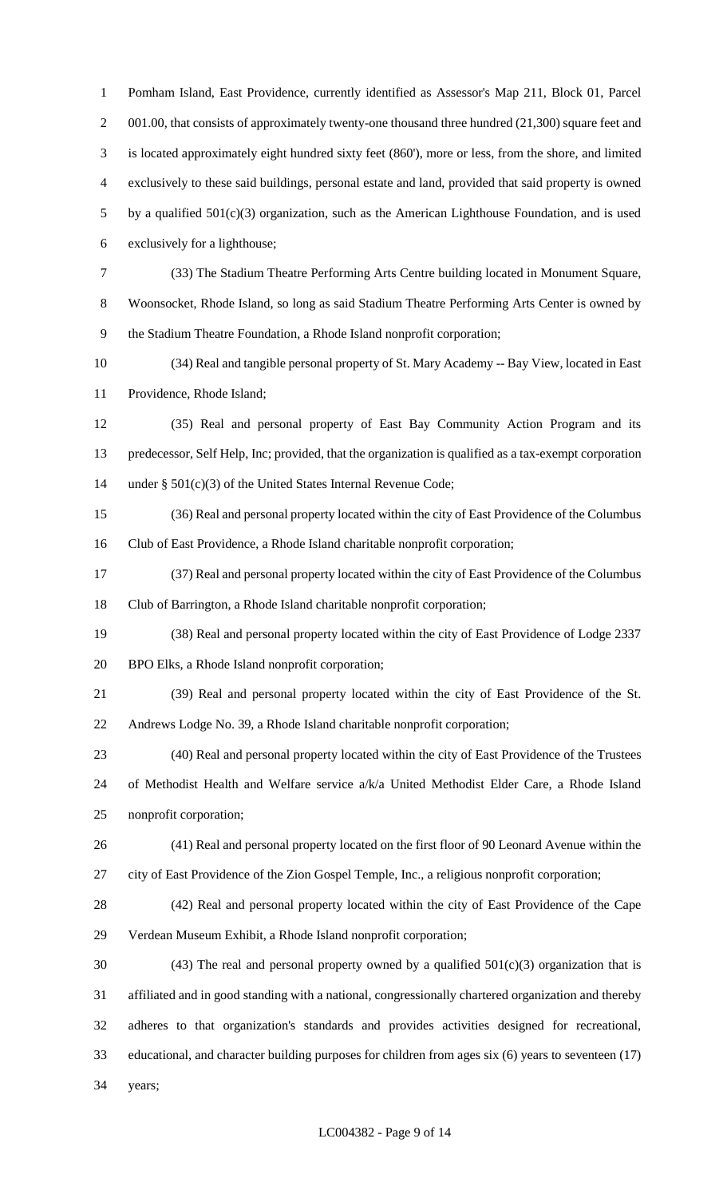Pomham Island, East Providence, currently identified as Assessor's Map 211, Block 01, Parcel 001.00, that consists of approximately twenty-one thousand three hundred (21,300) square feet and is located approximately eight hundred sixty feet (860'), more or less, from the shore, and limited exclusively to these said buildings, personal estate and land, provided that said property is owned by a qualified 501(c)(3) organization, such as the American Lighthouse Foundation, and is used exclusively for a lighthouse;

(33) The Stadium Theatre Performing Arts Centre building located in Monument Square, Woonsocket, Rhode Island, so long as said Stadium Theatre Performing Arts Center is owned by the Stadium Theatre Foundation, a Rhode Island nonprofit corporation;

(34) Real and tangible personal property of St. Mary Academy -- Bay View, located in East Providence, Rhode Island;

(35) Real and personal property of East Bay Community Action Program and its predecessor, Self Help, Inc; provided, that the organization is qualified as a tax-exempt corporation under § 501(c)(3) of the United States Internal Revenue Code;

(36) Real and personal property located within the city of East Providence of the Columbus Club of East Providence, a Rhode Island charitable nonprofit corporation;

(37) Real and personal property located within the city of East Providence of the Columbus Club of Barrington, a Rhode Island charitable nonprofit corporation;

(38) Real and personal property located within the city of East Providence of Lodge 2337 BPO Elks, a Rhode Island nonprofit corporation;

(39) Real and personal property located within the city of East Providence of the St. Andrews Lodge No. 39, a Rhode Island charitable nonprofit corporation;

(40) Real and personal property located within the city of East Providence of the Trustees of Methodist Health and Welfare service a/k/a United Methodist Elder Care, a Rhode Island nonprofit corporation;

(41) Real and personal property located on the first floor of 90 Leonard Avenue within the city of East Providence of the Zion Gospel Temple, Inc., a religious nonprofit corporation;

(42) Real and personal property located within the city of East Providence of the Cape Verdean Museum Exhibit, a Rhode Island nonprofit corporation;

(43) The real and personal property owned by a qualified 501(c)(3) organization that is affiliated and in good standing with a national, congressionally chartered organization and thereby adheres to that organization's standards and provides activities designed for recreational, educational, and character building purposes for children from ages six (6) years to seventeen (17) years;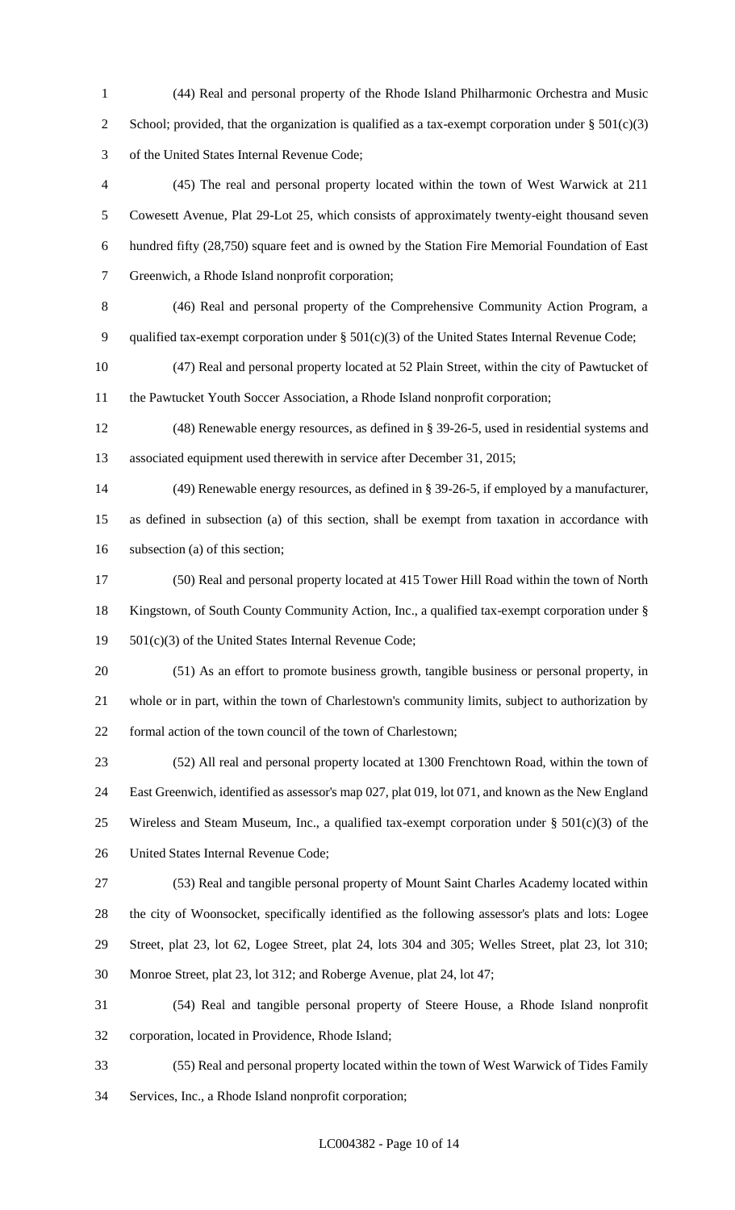(44) Real and personal property of the Rhode Island Philharmonic Orchestra and Music School; provided, that the organization is qualified as a tax-exempt corporation under § 501(c)(3) of the United States Internal Revenue Code;

(45) The real and personal property located within the town of West Warwick at 211 Cowesett Avenue, Plat 29-Lot 25, which consists of approximately twenty-eight thousand seven hundred fifty (28,750) square feet and is owned by the Station Fire Memorial Foundation of East Greenwich, a Rhode Island nonprofit corporation;

(46) Real and personal property of the Comprehensive Community Action Program, a qualified tax-exempt corporation under § 501(c)(3) of the United States Internal Revenue Code;

(47) Real and personal property located at 52 Plain Street, within the city of Pawtucket of the Pawtucket Youth Soccer Association, a Rhode Island nonprofit corporation;

(48) Renewable energy resources, as defined in § 39-26-5, used in residential systems and associated equipment used therewith in service after December 31, 2015;

(49) Renewable energy resources, as defined in § 39-26-5, if employed by a manufacturer, as defined in subsection (a) of this section, shall be exempt from taxation in accordance with subsection (a) of this section;

(50) Real and personal property located at 415 Tower Hill Road within the town of North Kingstown, of South County Community Action, Inc., a qualified tax-exempt corporation under § 501(c)(3) of the United States Internal Revenue Code;

(51) As an effort to promote business growth, tangible business or personal property, in whole or in part, within the town of Charlestown's community limits, subject to authorization by formal action of the town council of the town of Charlestown;

(52) All real and personal property located at 1300 Frenchtown Road, within the town of East Greenwich, identified as assessor's map 027, plat 019, lot 071, and known as the New England Wireless and Steam Museum, Inc., a qualified tax-exempt corporation under § 501(c)(3) of the United States Internal Revenue Code;

(53) Real and tangible personal property of Mount Saint Charles Academy located within the city of Woonsocket, specifically identified as the following assessor's plats and lots: Logee Street, plat 23, lot 62, Logee Street, plat 24, lots 304 and 305; Welles Street, plat 23, lot 310; Monroe Street, plat 23, lot 312; and Roberge Avenue, plat 24, lot 47;

(54) Real and tangible personal property of Steere House, a Rhode Island nonprofit corporation, located in Providence, Rhode Island;

(55) Real and personal property located within the town of West Warwick of Tides Family Services, Inc., a Rhode Island nonprofit corporation;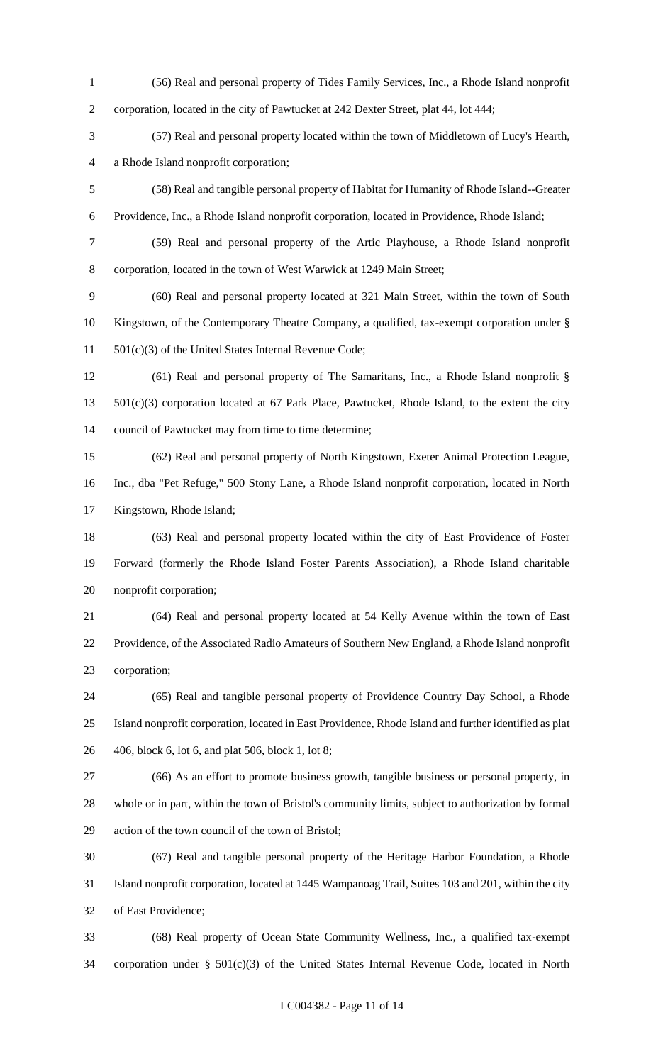(56) Real and personal property of Tides Family Services, Inc., a Rhode Island nonprofit corporation, located in the city of Pawtucket at 242 Dexter Street, plat 44, lot 444;

(57) Real and personal property located within the town of Middletown of Lucy's Hearth, a Rhode Island nonprofit corporation;

(58) Real and tangible personal property of Habitat for Humanity of Rhode Island--Greater Providence, Inc., a Rhode Island nonprofit corporation, located in Providence, Rhode Island;

(59) Real and personal property of the Artic Playhouse, a Rhode Island nonprofit corporation, located in the town of West Warwick at 1249 Main Street;

(60) Real and personal property located at 321 Main Street, within the town of South Kingstown, of the Contemporary Theatre Company, a qualified, tax-exempt corporation under § 501(c)(3) of the United States Internal Revenue Code;

(61) Real and personal property of The Samaritans, Inc., a Rhode Island nonprofit § 501(c)(3) corporation located at 67 Park Place, Pawtucket, Rhode Island, to the extent the city council of Pawtucket may from time to time determine;

(62) Real and personal property of North Kingstown, Exeter Animal Protection League, Inc., dba "Pet Refuge," 500 Stony Lane, a Rhode Island nonprofit corporation, located in North Kingstown, Rhode Island;

(63) Real and personal property located within the city of East Providence of Foster Forward (formerly the Rhode Island Foster Parents Association), a Rhode Island charitable nonprofit corporation;

(64) Real and personal property located at 54 Kelly Avenue within the town of East Providence, of the Associated Radio Amateurs of Southern New England, a Rhode Island nonprofit corporation;

(65) Real and tangible personal property of Providence Country Day School, a Rhode Island nonprofit corporation, located in East Providence, Rhode Island and further identified as plat 406, block 6, lot 6, and plat 506, block 1, lot 8;

(66) As an effort to promote business growth, tangible business or personal property, in whole or in part, within the town of Bristol's community limits, subject to authorization by formal action of the town council of the town of Bristol;

(67) Real and tangible personal property of the Heritage Harbor Foundation, a Rhode Island nonprofit corporation, located at 1445 Wampanoag Trail, Suites 103 and 201, within the city of East Providence;

(68) Real property of Ocean State Community Wellness, Inc., a qualified tax-exempt corporation under § 501(c)(3) of the United States Internal Revenue Code, located in North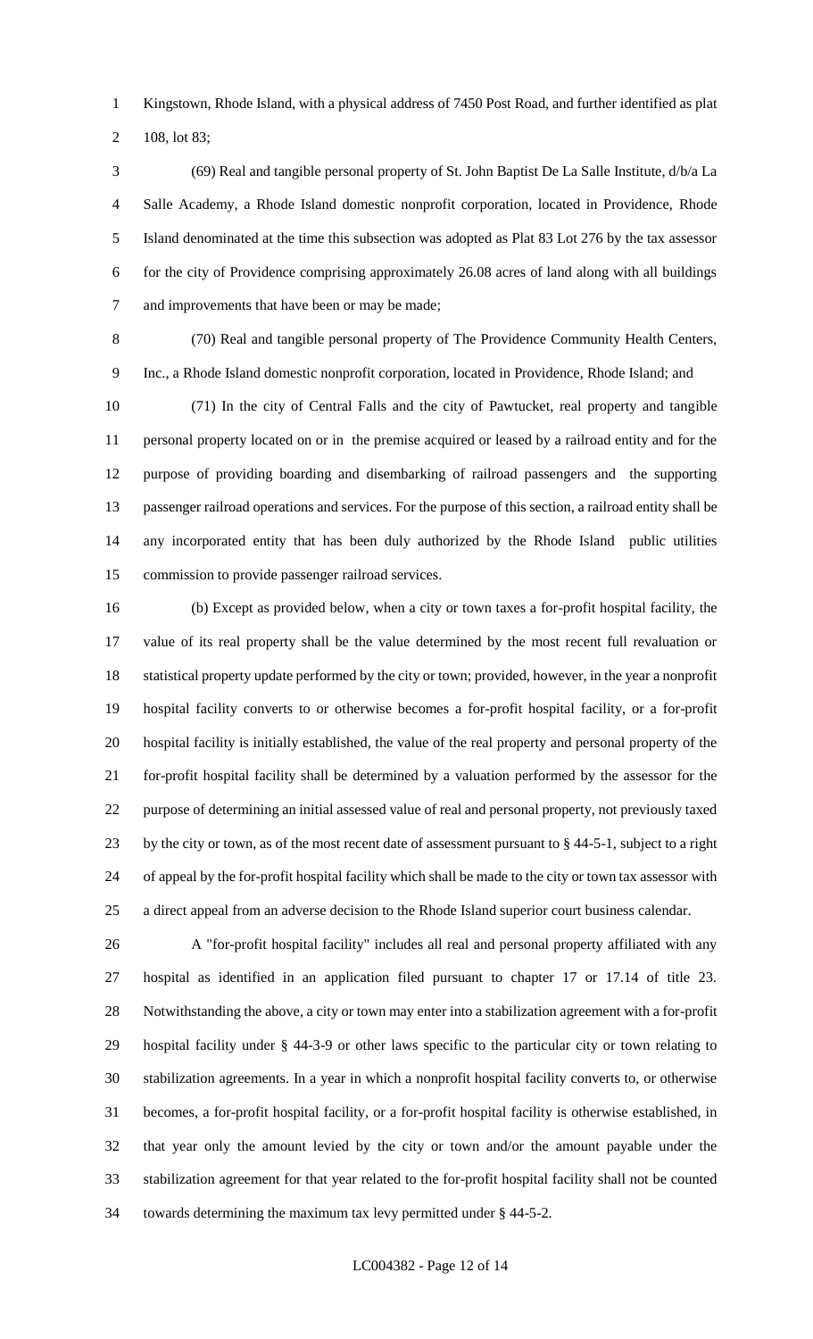Kingstown, Rhode Island, with a physical address of 7450 Post Road, and further identified as plat 108, lot 83;

(69) Real and tangible personal property of St. John Baptist De La Salle Institute, d/b/a La Salle Academy, a Rhode Island domestic nonprofit corporation, located in Providence, Rhode Island denominated at the time this subsection was adopted as Plat 83 Lot 276 by the tax assessor for the city of Providence comprising approximately 26.08 acres of land along with all buildings and improvements that have been or may be made;

(70) Real and tangible personal property of The Providence Community Health Centers, Inc., a Rhode Island domestic nonprofit corporation, located in Providence, Rhode Island; and

(71) In the city of Central Falls and the city of Pawtucket, real property and tangible personal property located on or in the premise acquired or leased by a railroad entity and for the purpose of providing boarding and disembarking of railroad passengers and the supporting passenger railroad operations and services. For the purpose of this section, a railroad entity shall be any incorporated entity that has been duly authorized by the Rhode Island public utilities commission to provide passenger railroad services.

(b) Except as provided below, when a city or town taxes a for-profit hospital facility, the value of its real property shall be the value determined by the most recent full revaluation or statistical property update performed by the city or town; provided, however, in the year a nonprofit hospital facility converts to or otherwise becomes a for-profit hospital facility, or a for-profit hospital facility is initially established, the value of the real property and personal property of the for-profit hospital facility shall be determined by a valuation performed by the assessor for the purpose of determining an initial assessed value of real and personal property, not previously taxed by the city or town, as of the most recent date of assessment pursuant to § 44-5-1, subject to a right of appeal by the for-profit hospital facility which shall be made to the city or town tax assessor with a direct appeal from an adverse decision to the Rhode Island superior court business calendar.

A "for-profit hospital facility" includes all real and personal property affiliated with any hospital as identified in an application filed pursuant to chapter 17 or 17.14 of title 23. Notwithstanding the above, a city or town may enter into a stabilization agreement with a for-profit hospital facility under § 44-3-9 or other laws specific to the particular city or town relating to stabilization agreements. In a year in which a nonprofit hospital facility converts to, or otherwise becomes, a for-profit hospital facility, or a for-profit hospital facility is otherwise established, in that year only the amount levied by the city or town and/or the amount payable under the stabilization agreement for that year related to the for-profit hospital facility shall not be counted towards determining the maximum tax levy permitted under § 44-5-2.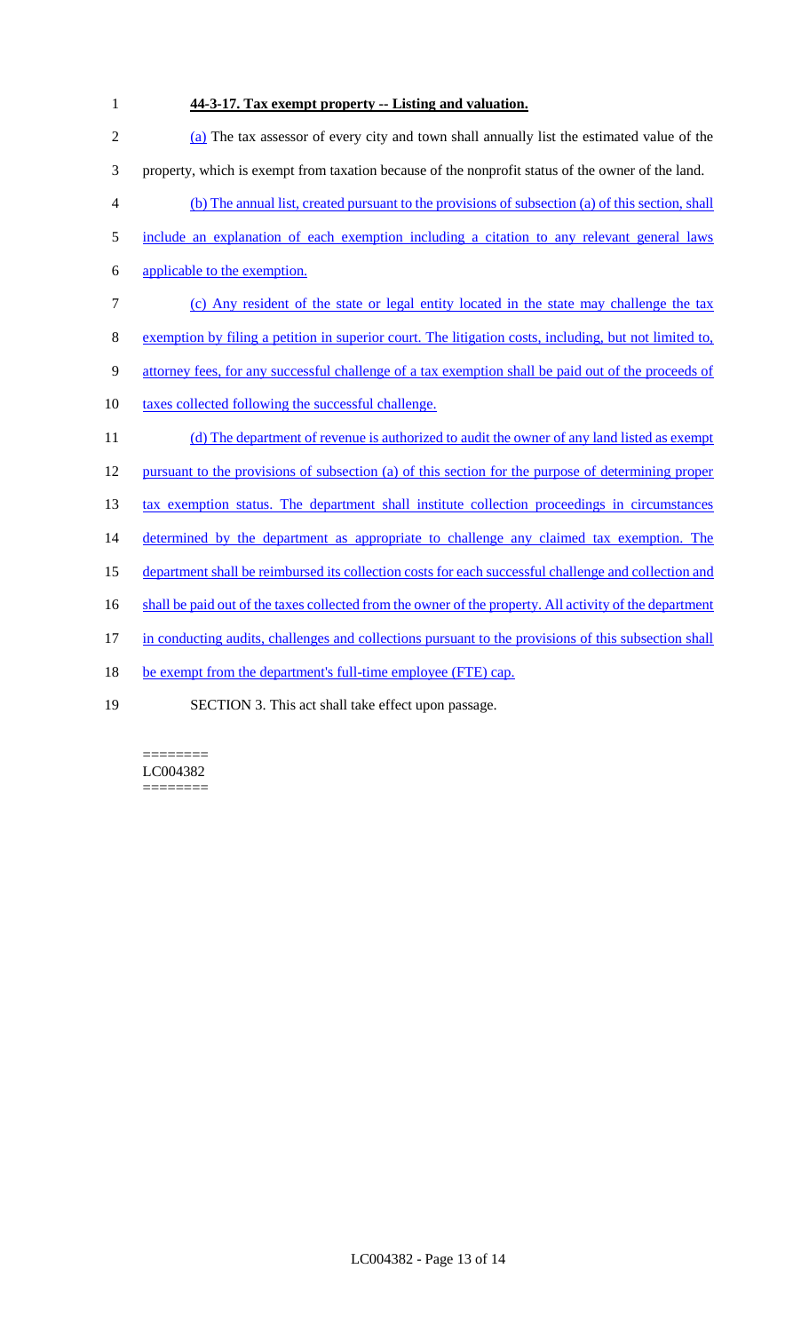**44-3-17. Tax exempt property -- Listing and valuation.**

(a) The tax assessor of every city and town shall annually list the estimated value of the property, which is exempt from taxation because of the nonprofit status of the owner of the land.

(b) The annual list, created pursuant to the provisions of subsection (a) of this section, shall include an explanation of each exemption including a citation to any relevant general laws applicable to the exemption.

(c) Any resident of the state or legal entity located in the state may challenge the tax exemption by filing a petition in superior court. The litigation costs, including, but not limited to, attorney fees, for any successful challenge of a tax exemption shall be paid out of the proceeds of taxes collected following the successful challenge.

(d) The department of revenue is authorized to audit the owner of any land listed as exempt pursuant to the provisions of subsection (a) of this section for the purpose of determining proper tax exemption status. The department shall institute collection proceedings in circumstances determined by the department as appropriate to challenge any claimed tax exemption. The department shall be reimbursed its collection costs for each successful challenge and collection and shall be paid out of the taxes collected from the owner of the property. All activity of the department in conducting audits, challenges and collections pursuant to the provisions of this subsection shall be exempt from the department's full-time employee (FTE) cap.

SECTION 3. This act shall take effect upon passage.

========
LC004382
========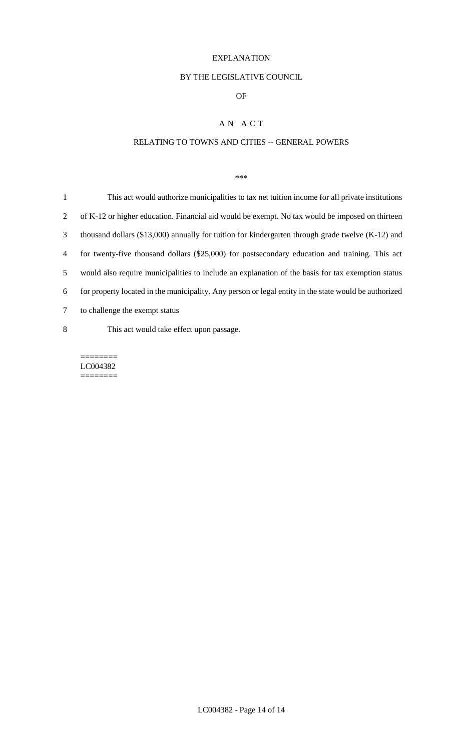EXPLANATION

BY THE LEGISLATIVE COUNCIL

OF

A N A C T

RELATING TO TOWNS AND CITIES -- GENERAL POWERS

\*\*\*

This act would authorize municipalities to tax net tuition income for all private institutions of K-12 or higher education. Financial aid would be exempt. No tax would be imposed on thirteen thousand dollars ($13,000) annually for tuition for kindergarten through grade twelve (K-12) and for twenty-five thousand dollars ($25,000) for postsecondary education and training. This act would also require municipalities to include an explanation of the basis for tax exemption status for property located in the municipality. Any person or legal entity in the state would be authorized to challenge the exempt status

This act would take effect upon passage.

========
LC004382
========